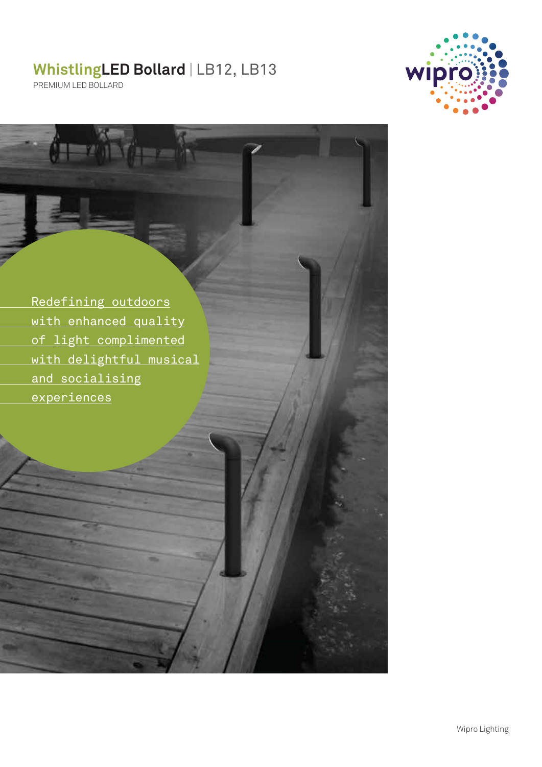# **WhistlingLED Bollard** | LB12, LB13

PREMIUM LED BOLLARD

Redefining outdoors with enhanced quality of light complimented with delightful musical and socialising experiences

Wipro Lighting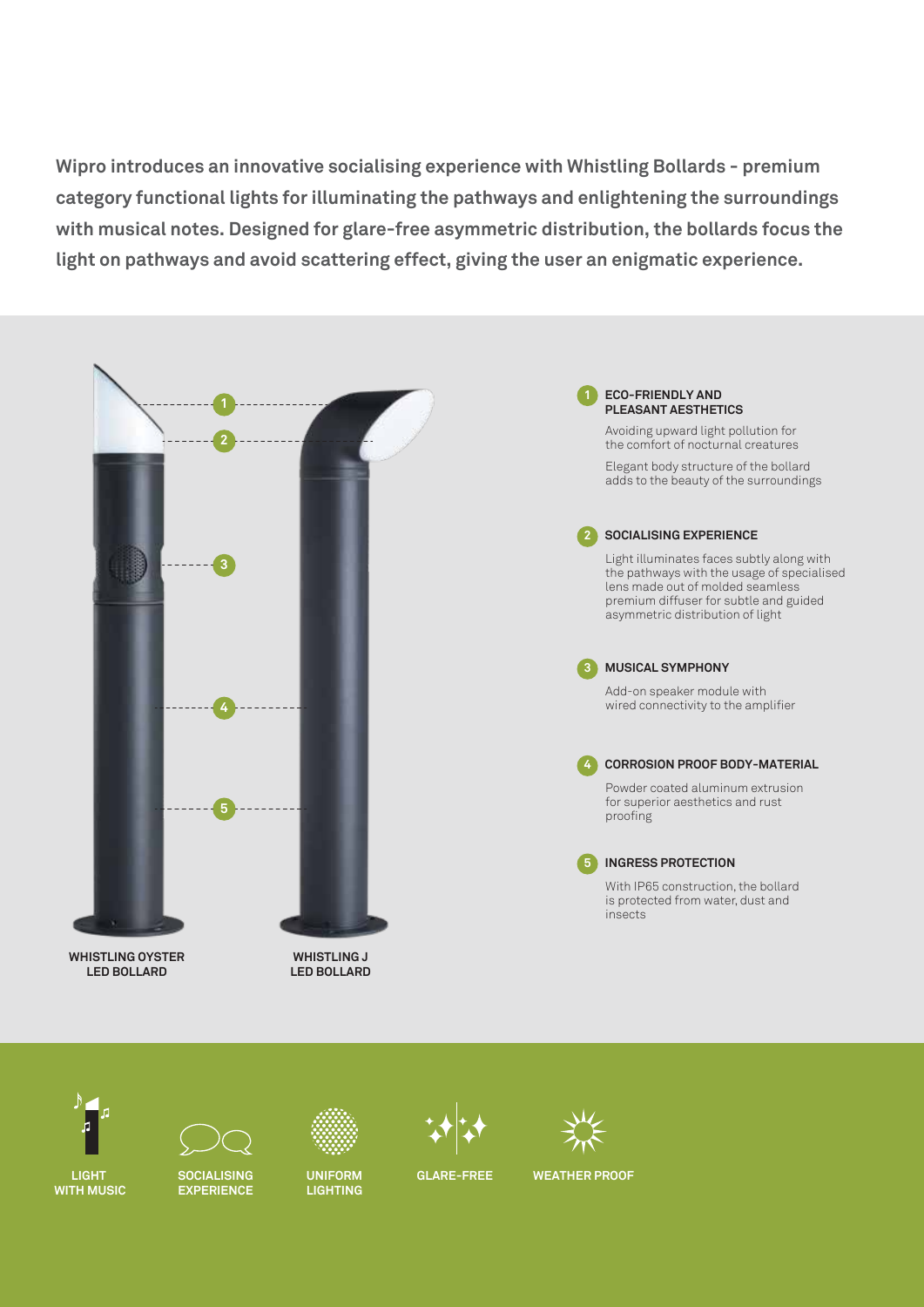**Wipro introduces an innovative socialising experience with Whistling Bollards - premium category functional lights for illuminating the pathways and enlightening the surroundings with musical notes. Designed for glare-free asymmetric distribution, the bollards focus the light on pathways and avoid scattering effect, giving the user an enigmatic experience.**

**WHISTLING OYSTER LED BOLLARD**

**WHISTLING J LED BOLLARD**

### 1 ECO-FRIENDLY AND PLEASANT AESTHETICS

Avoiding upward light pollution for the comfort of nocturnal creatures

Elegant body structure of the bollard adds to the beauty of the surroundings

### 2 SOCIALISING EXPERIENCE

Light illuminates faces subtly along with the pathways with the usage of specialised lens made out of molded seamless premium diffuser for subtle and guided asymmetric distribution of light

### 3 MUSICAL SYMPHONY

Add-on speaker module with wired connectivity to the amplifier

### 4 CORROSION PROOF BODY-MATERIAL

Powder coated aluminum extrusion for superior aesthetics and rust proofing

### 5 INGRESS PROTECTION

With IP65 construction, the bollard is protected from water, dust and insects

**LIGHT WITH MUSIC** | **SOCIALISING EXPERIENCE** | **UNIFORM LIGHTING** | **GLARE-FREE** | **WEATHER PROOF**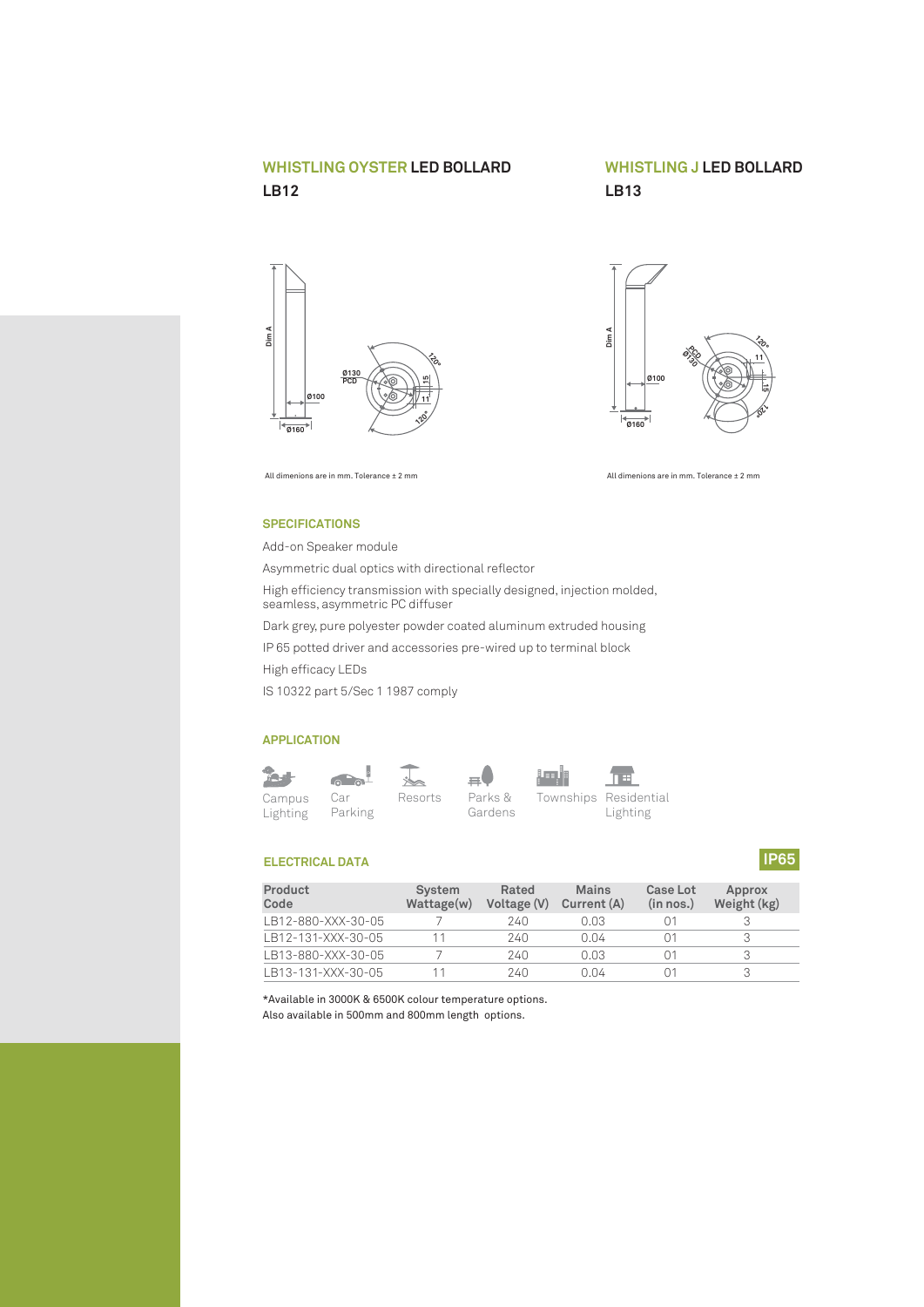## WHISTLING OYSTER LED BOLLARD
### LB12

All dimenions are in mm. Tolerance ± 2 mm

## WHISTLING J LED BOLLARD
### LB13

All dimenions are in mm. Tolerance ± 2 mm

### SPECIFICATIONS

Add-on Speaker module

Asymmetric dual optics with directional reflector

High efficiency transmission with specially designed, injection molded, seamless, asymmetric PC diffuser

Dark grey, pure polyester powder coated aluminum extruded housing

IP 65 potted driver and accessories pre-wired up to terminal block

High efficacy LEDs

IS 10322 part 5/Sec 1 1987 comply

### APPLICATION

Campus Lighting | Car Parking | Resorts | Parks & Gardens | Townships | Residential Lighting

### ELECTRICAL DATA

**IP65**

| Product Code | System Wattage(w) | Rated Voltage (V) | Mains Current (A) | Case Lot (in nos.) | Approx Weight (kg) |
|---|---|---|---|---|---|
| LB12-880-XXX-30-05 | 7 | 240 | 0.03 | 01 | 3 |
| LB12-131-XXX-30-05 | 11 | 240 | 0.04 | 01 | 3 |
| LB13-880-XXX-30-05 | 7 | 240 | 0.03 | 01 | 3 |
| LB13-131-XXX-30-05 | 11 | 240 | 0.04 | 01 | 3 |

*Available in 3000K & 6500K colour temperature options.
Also available in 500mm and 800mm length options.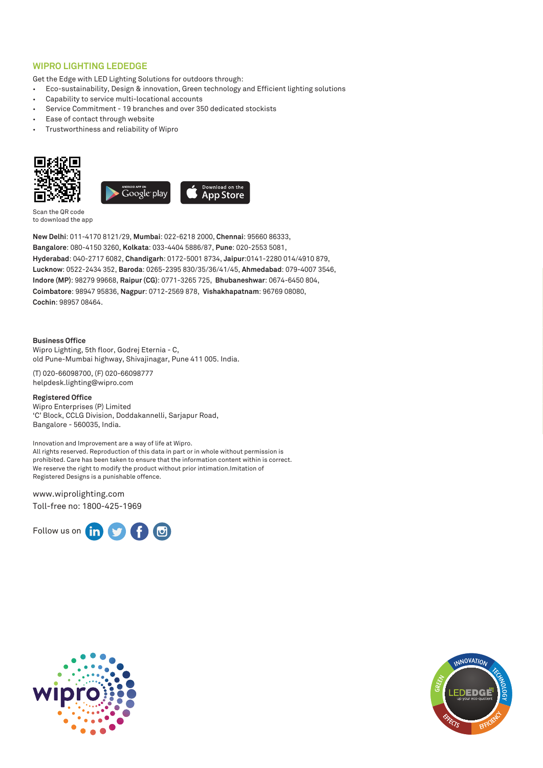## WIPRO LIGHTING LEDEDGE

Get the Edge with LED Lighting Solutions for outdoors through:

- Eco-sustainability, Design & innovation, Green technology and Efficient lighting solutions
- Capability to service multi-locational accounts
- Service Commitment - 19 branches and over 350 dedicated stockists
- Ease of contact through website
- Trustworthiness and reliability of Wipro

Scan the QR code
to download the app

**New Delhi**: 011-4170 8121/29, **Mumbai**: 022-6218 2000, **Chennai**: 95660 86333,
**Bangalore**: 080-4150 3260, **Kolkata**: 033-4404 5886/87, **Pune**: 020-2553 5081,
**Hyderabad**: 040-2717 6082, **Chandigarh**: 0172-5001 8734, **Jaipur**:0141-2280 014/4910 879,
**Lucknow**: 0522-2434 352, **Baroda**: 0265-2395 830/35/36/41/45, **Ahmedabad**: 079-4007 3546,
**Indore (MP)**: 98279 99668, **Raipur (CG)**: 0771-3265 725, **Bhubaneshwar**: 0674-6450 804,
**Coimbatore**: 98947 95836, **Nagpur**: 0712-2569 878, **Vishakhapatnam**: 96769 08080,
**Cochin**: 98957 08464.

**Business Office**
Wipro Lighting, 5th floor, Godrej Eternia - C,
old Pune-Mumbai highway, Shivajinagar, Pune 411 005. India.

(T) 020-66098700, (F) 020-66098777
helpdesk.lighting@wipro.com

**Registered Office**
Wipro Enterprises (P) Limited
'C' Block, CCLG Division, Doddakannelli, Sarjapur Road,
Bangalore - 560035, India.

Innovation and Improvement are a way of life at Wipro.
All rights reserved. Reproduction of this data in part or in whole without permission is prohibited. Care has been taken to ensure that the information content within is correct. We reserve the right to modify the product without prior intimation.Imitation of Registered Designs is a punishable offence.

www.wiprolighting.com
Toll-free no: 1800-425-1969

Follow us on